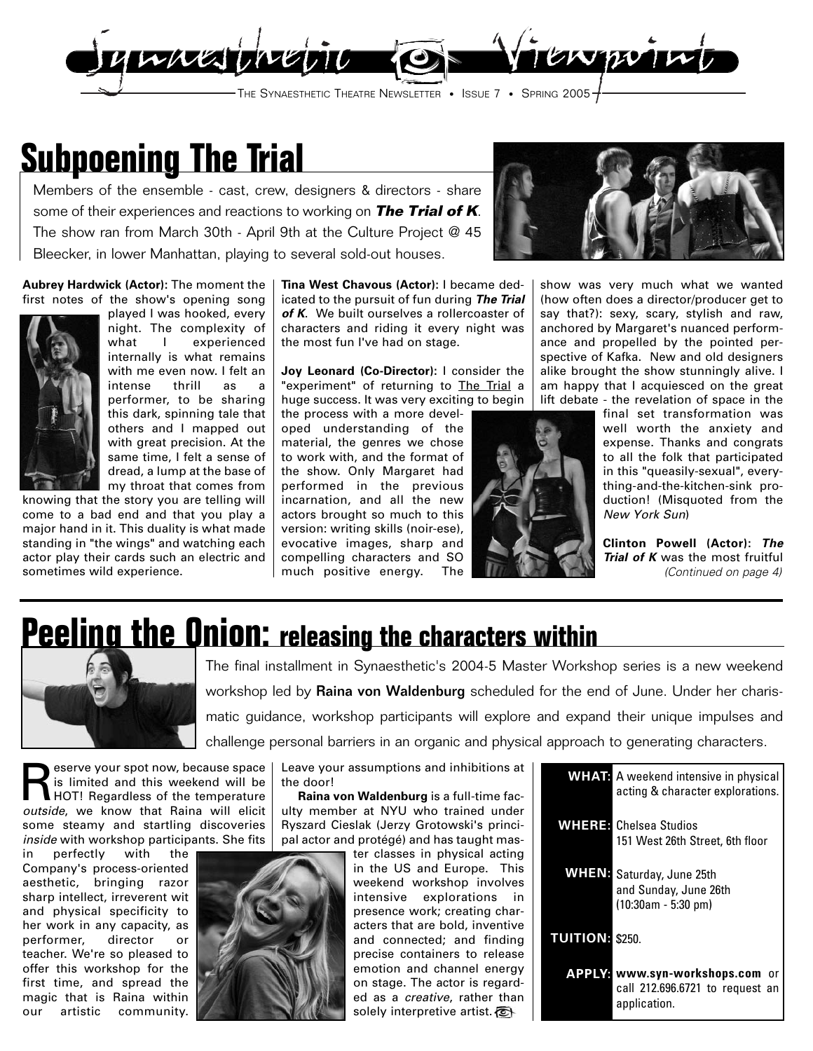# Synaesthetic Viewpoint

THE SYNAESTHETIC THEATRE NEWSLETTER • ISSUE 7 • SPRING 2005

## Subpoening The Trial

Members of the ensemble - cast, crew, designers & directors - share some of their experiences and reactions to working on ***The Trial of K***. The show ran from March 30th - April 9th at the Culture Project @ 45 Bleecker, in lower Manhattan, playing to several sold-out houses.

**Aubrey Hardwick (Actor):** The moment the first notes of the show's opening song played I was hooked, every night. The complexity of what I experienced internally is what remains with me even now. I felt an intense thrill as a performer, to be sharing this dark, spinning tale that others and I mapped out with great precision. At the same time, I felt a sense of dread, a lump at the base of my throat that comes from knowing that the story you are telling will come to a bad end and that you play a major hand in it. This duality is what made standing in "the wings" and watching each actor play their cards such an electric and sometimes wild experience.

**Tina West Chavous (Actor):** I became dedicated to the pursuit of fun during ***The Trial of K***. We built ourselves a rollercoaster of characters and riding it every night was the most fun I've had on stage.

**Joy Leonard (Co-Director):** I consider the "experiment" of returning to The Trial a huge success. It was very exciting to begin the process with a more developed understanding of the material, the genres we chose to work with, and the format of the show. Only Margaret had performed in the previous incarnation, and all the new actors brought so much to this version: writing skills (noir-ese), evocative images, sharp and compelling characters and SO much positive energy. The show was very much what we wanted (how often does a director/producer get to say that?): sexy, scary, stylish and raw, anchored by Margaret's nuanced performance and propelled by the pointed perspective of Kafka. New and old designers alike brought the show stunningly alive. I am happy that I acquiesced on the great lift debate - the revelation of space in the final set transformation was well worth the anxiety and expense. Thanks and congrats to all the folk that participated in this "queasily-sexual", everything-and-the-kitchen-sink production! (Misquoted from the *New York Sun*)

**Clinton Powell (Actor):** ***The Trial of K*** was the most fruitful

*(Continued on page 4)*

## Peeling the Onion: releasing the characters within

The final installment in Synaesthetic's 2004-5 Master Workshop series is a new weekend workshop led by **Raina von Waldenburg** scheduled for the end of June. Under her charismatic guidance, workshop participants will explore and expand their unique impulses and challenge personal barriers in an organic and physical approach to generating characters.

Reserve your spot now, because space is limited and this weekend will be HOT! Regardless of the temperature *outside*, we know that Raina will elicit some steamy and startling discoveries *inside* with workshop participants. She fits in perfectly with the Company's process-oriented aesthetic, bringing razor sharp intellect, irreverent wit and physical specificity to her work in any capacity, as performer, director or teacher. We're so pleased to offer this workshop for the first time, and spread the magic that is Raina within our artistic community. Leave your assumptions and inhibitions at the door!

**Raina von Waldenburg** is a full-time faculty member at NYU who trained under Ryszard Cieslak (Jerzy Grotowski's principal actor and protégé) and has taught master classes in physical acting in the US and Europe. This weekend workshop involves intensive explorations in presence work; creating characters that are bold, inventive and connected; and finding precise containers to release emotion and channel energy on stage. The actor is regarded as a *creative*, rather than solely interpretive artist.

| | |
|---|---|
| **WHAT:** | A weekend intensive in physical acting & character explorations. |
| **WHERE:** | Chelsea Studios 151 West 26th Street, 6th floor |
| **WHEN:** | Saturday, June 25th and Sunday, June 26th (10:30am - 5:30 pm) |
| **TUITION:** | $250. |
| **APPLY:** | **www.syn-workshops.com** or call 212.696.6721 to request an application. |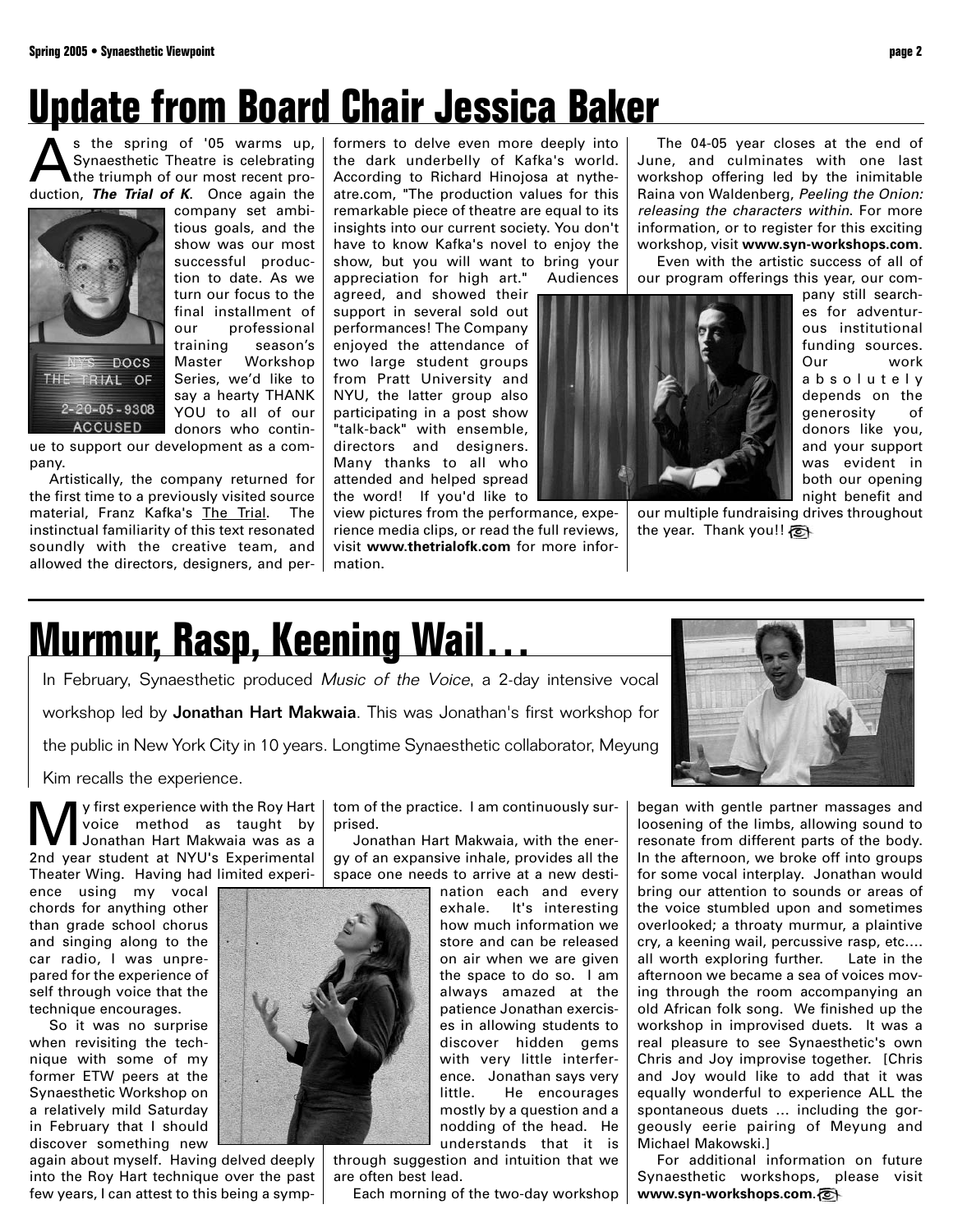# Update from Board Chair Jessica Baker

As the spring of '05 warms up, Synaesthetic Theatre is celebrating the triumph of our most recent production, ***The Trial of K***. Once again the company set ambitious goals, and the show was our most successful production to date. As we turn our focus to the final installment of our professional training season's Master Workshop Series, we'd like to say a hearty THANK YOU to all of our donors who continue to support our development as a company.

Artistically, the company returned for the first time to a previously visited source material, Franz Kafka's The Trial. The instinctual familiarity of this text resonated soundly with the creative team, and allowed the directors, designers, and performers to delve even more deeply into the dark underbelly of Kafka's world. According to Richard Hinojosa at nytheatre.com, "The production values for this remarkable piece of theatre are equal to its insights into our current society. You don't have to know Kafka's novel to enjoy the show, but you will want to bring your appreciation for high art." Audiences agreed, and showed their support in several sold out performances! The Company enjoyed the attendance of two large student groups from Pratt University and NYU, the latter group also participating in a post show "talk-back" with ensemble, directors and designers. Many thanks to all who attended and helped spread the word! If you'd like to view pictures from the performance, experience media clips, or read the full reviews, visit **www.thetrialofk.com** for more information.

The 04-05 year closes at the end of June, and culminates with one last workshop offering led by the inimitable Raina von Waldenberg, *Peeling the Onion: releasing the characters within*. For more information, or to register for this exciting workshop, visit **www.syn-workshops.com**.

Even with the artistic success of all of our program offerings this year, our company still searches for adventurous institutional funding sources. Our work absolutely depends on the generosity of donors like you, and your support was evident in both our opening night benefit and our multiple fundraising drives throughout the year. Thank you!!

# Murmur, Rasp, Keening Wail…

In February, Synaesthetic produced *Music of the Voice*, a 2-day intensive vocal workshop led by **Jonathan Hart Makwaia**. This was Jonathan's first workshop for the public in New York City in 10 years. Longtime Synaesthetic collaborator, Meyung Kim recalls the experience.

My first experience with the Roy Hart voice method as taught by Jonathan Hart Makwaia was as a 2nd year student at NYU's Experimental Theater Wing. Having had limited experience using my vocal chords for anything other than grade school chorus and singing along to the car radio, I was unprepared for the experience of self through voice that the technique encourages.

So it was no surprise when revisiting the technique with some of my former ETW peers at the Synaesthetic Workshop on a relatively mild Saturday in February that I should discover something new again about myself. Having delved deeply into the Roy Hart technique over the past few years, I can attest to this being a symptom of the practice. I am continuously surprised.

Jonathan Hart Makwaia, with the energy of an expansive inhale, provides all the space one needs to arrive at a new destination each and every exhale. It's interesting how much information we store and can be released on air when we are given the space to do so. I am always amazed at the patience Jonathan exercises in allowing students to discover hidden gems with very little interference. Jonathan says very little. He encourages mostly by a question and a nodding of the head. He understands that it is through suggestion and intuition that we are often best lead.

Each morning of the two-day workshop began with gentle partner massages and loosening of the limbs, allowing sound to resonate from different parts of the body. In the afternoon, we broke off into groups for some vocal interplay. Jonathan would bring our attention to sounds or areas of the voice stumbled upon and sometimes overlooked; a throaty murmur, a plaintive cry, a keening wail, percussive rasp, etc.... all worth exploring further. Late in the afternoon we became a sea of voices moving through the room accompanying an old African folk song. We finished up the workshop in improvised duets. It was a real pleasure to see Synaesthetic's own Chris and Joy improvise together. [Chris and Joy would like to add that it was equally wonderful to experience ALL the spontaneous duets … including the gorgeously eerie pairing of Meyung and Michael Makowski.]

For additional information on future Synaesthetic workshops, please visit **www.syn-workshops.com.**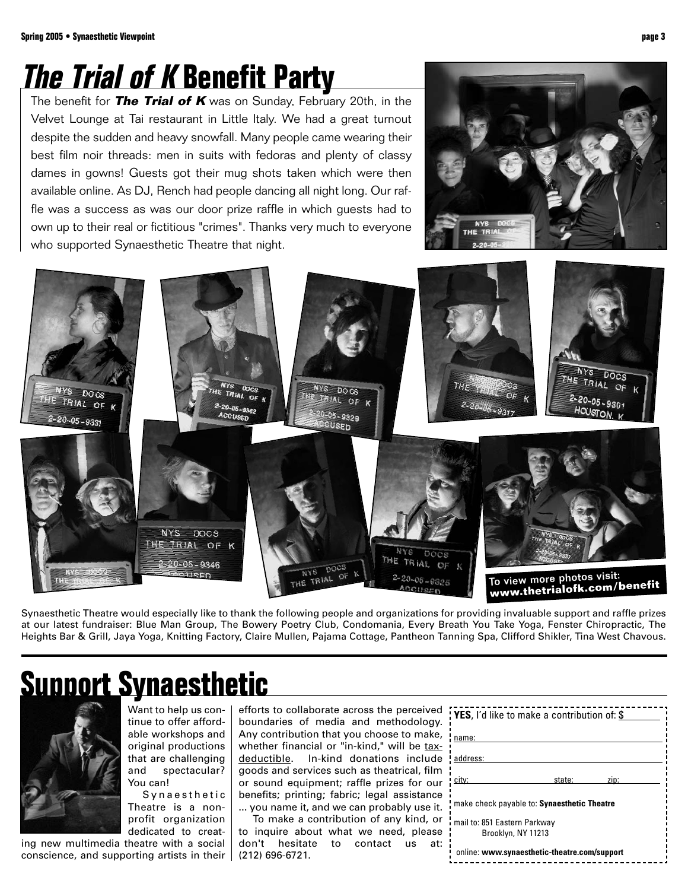# *The Trial of K* Benefit Party

The benefit for ***The Trial of K*** was on Sunday, February 20th, in the Velvet Lounge at Tai restaurant in Little Italy. We had a great turnout despite the sudden and heavy snowfall. Many people came wearing their best film noir threads: men in suits with fedoras and plenty of classy dames in gowns! Guests got their mug shots taken which were then available online. As DJ, Rench had people dancing all night long. Our raffle was a success as was our door prize raffle in which guests had to own up to their real or fictitious "crimes". Thanks very much to everyone who supported Synaesthetic Theatre that night.

**To view more photos visit: www.thetrialofk.com/benefit**

Synaesthetic Theatre would especially like to thank the following people and organizations for providing invaluable support and raffle prizes at our latest fundraiser: Blue Man Group, The Bowery Poetry Club, Condomania, Every Breath You Take Yoga, Fenster Chiropractic, The Heights Bar & Grill, Jaya Yoga, Knitting Factory, Claire Mullen, Pajama Cottage, Pantheon Tanning Spa, Clifford Shikler, Tina West Chavous.

# Support Synaesthetic

Want to help us continue to offer affordable workshops and original productions that are challenging and spectacular? You can!

Synaesthetic Theatre is a non-profit organization dedicated to creating new multimedia theatre with a social conscience, and supporting artists in their efforts to collaborate across the perceived boundaries of media and methodology. Any contribution that you choose to make, whether financial or "in-kind," will be tax-deductible. In-kind donations include goods and services such as theatrical, film or sound equipment; raffle prizes for our benefits; printing; fabric; legal assistance ... you name it, and we can probably use it.

To make a contribution of any kind, or to inquire about what we need, please don't hesitate to contact us at: (212) 696-6721.

**YES**, I'd like to make a contribution of: $______

name: ______

address: ______

city: ______ state: ______ zip: ______

make check payable to: **Synaesthetic Theatre**

mail to: 851 Eastern Parkway
Brooklyn, NY 11213

online: **www.synaesthetic-theatre.com/support**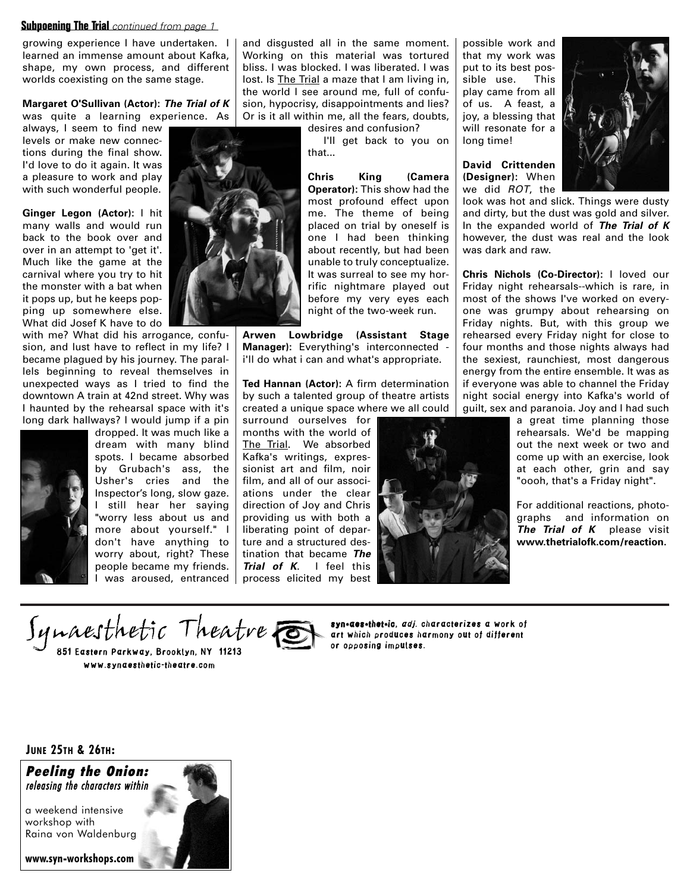**Subpoening The Trial** *continued from page 1*

growing experience I have undertaken. I learned an immense amount about Kafka, shape, my own process, and different worlds coexisting on the same stage.

**Margaret O'Sullivan (Actor):** ***The Trial of K*** was quite a learning experience. As always, I seem to find new levels or make new connections during the final show. I'd love to do it again. It was a pleasure to work and play with such wonderful people.

**Ginger Legon (Actor):** I hit many walls and would run back to the book over and over in an attempt to 'get it'. Much like the game at the carnival where you try to hit the monster with a bat when it pops up, but he keeps popping up somewhere else. What did Josef K have to do with me? What did his arrogance, confusion, and lust have to reflect in my life? I became plagued by his journey. The parallels beginning to reveal themselves in unexpected ways as I tried to find the downtown A train at 42nd street. Why was I haunted by the rehearsal space with it's long dark hallways? I would jump if a pin dropped. It was much like a dream with many blind spots. I became absorbed by Grubach's ass, the Usher's cries and the Inspector's long, slow gaze. I still hear her saying "worry less about us and more about yourself." I don't have anything to worry about, right? These people became my friends. I was aroused, entranced and disgusted all in the same moment. Working on this material was tortured bliss. I was blocked. I was liberated. I was lost. Is The Trial a maze that I am living in, the world I see around me, full of confusion, hypocrisy, disappointments and lies? Or is it all within me, all the fears, doubts, desires and confusion?

I'll get back to you on that...

**Chris King (Camera Operator):** This show had the most profound effect upon me. The theme of being placed on trial by oneself is one I had been thinking about recently, but had been unable to truly conceptualize. It was surreal to see my horrific nightmare played out before my very eyes each night of the two-week run.

**Arwen Lowbridge (Assistant Stage Manager):** Everything's interconnected - i'll do what i can and what's appropriate.

**Ted Hannan (Actor):** A firm determination by such a talented group of theatre artists created a unique space where we all could surround ourselves for months with the world of The Trial. We absorbed Kafka's writings, expressionist art and film, noir film, and all of our associations under the clear direction of Joy and Chris providing us with both a liberating point of departure and a structured destination that became ***The Trial of K***. I feel this process elicited my best possible work and that my work was put to its best possible use. This play came from all of us. A feast, a joy, a blessing that will resonate for a long time!

**David Crittenden (Designer):** When we did *ROT*, the look was hot and slick. Things were dusty and dirty, but the dust was gold and silver. In the expanded world of ***The Trial of K*** however, the dust was real and the look was dark and raw.

**Chris Nichols (Co-Director):** I loved our Friday night rehearsals--which is rare, in most of the shows I've worked on everyone was grumpy about rehearsing on Friday nights. But, with this group we rehearsed every Friday night for close to four months and those nights always had the sexiest, raunchiest, most dangerous energy from the entire ensemble. It was as if everyone was able to channel the Friday night social energy into Kafka's world of guilt, sex and paranoia. Joy and I had such a great time planning those rehearsals. We'd be mapping out the next week or two and come up with an exercise, look at each other, grin and say "oooh, that's a Friday night".

For additional reactions, photographs and information on ***The Trial of K*** please visit **www.thetrialofk.com/reaction.**

Synaesthetic Theatre
851 Eastern Parkway, Brooklyn, NY 11213
www.synaesthetic-theatre.com

**syn•aes•thet•ic**, *adj.* characterizes a work of art which produces harmony out of different or opposing impulses.

**JUNE 25TH & 26TH:**

***Peeling the Onion:***
***releasing the characters within***

a weekend intensive workshop with Raina von Waldenburg

**www.syn-workshops.com**